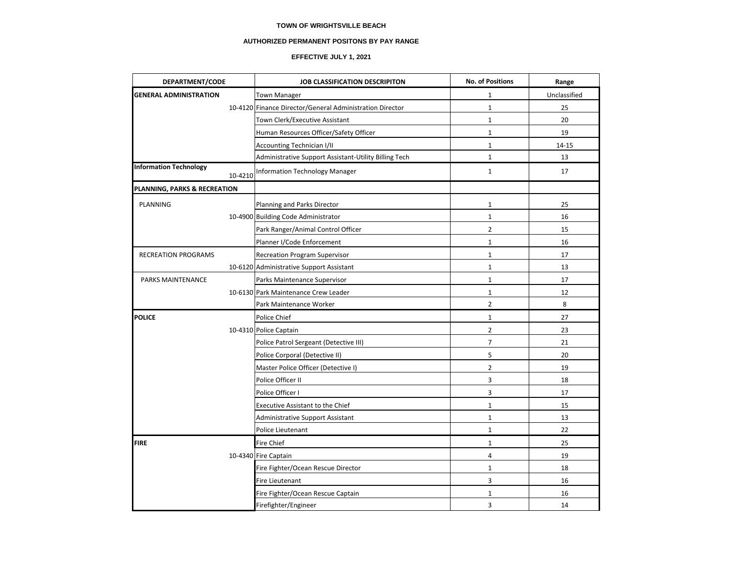**TOWN OF WRIGHTSVILLE BEACH**

**AUTHORIZED PERMANENT POSITONS BY PAY RANGE**

**EFFECTIVE JULY 1, 2021**

| DEPARTMENT/CODE | JOB CLASSIFICATION DESCRIPITON | No. of Positions | Range |
|---|---|---|---|
| **GENERAL ADMINISTRATION** | Town Manager | 1 | Unclassified |
| 10-4120 | Finance Director/General Administration Director | 1 | 25 |
| | Town Clerk/Executive Assistant | 1 | 20 |
| | Human Resources Officer/Safety Officer | 1 | 19 |
| | Accounting Technician I/II | 1 | 14-15 |
| | Administrative Support Assistant-Utility Billing Tech | 1 | 13 |
| **Information Technology** 10-4210 | Information Technology Manager | 1 | 17 |
| **PLANNING, PARKS & RECREATION** | | | |
| PLANNING | Planning and Parks Director | 1 | 25 |
| 10-4900 | Building Code Administrator | 1 | 16 |
| | Park Ranger/Animal Control Officer | 2 | 15 |
| | Planner I/Code Enforcement | 1 | 16 |
| RECREATION PROGRAMS | Recreation Program Supervisor | 1 | 17 |
| 10-6120 | Administrative Support Assistant | 1 | 13 |
| PARKS MAINTENANCE | Parks Maintenance Supervisor | 1 | 17 |
| 10-6130 | Park Maintenance Crew Leader | 1 | 12 |
| | Park Maintenance Worker | 2 | 8 |
| **POLICE** | Police Chief | 1 | 27 |
| 10-4310 | Police Captain | 2 | 23 |
| | Police Patrol Sergeant (Detective III) | 7 | 21 |
| | Police Corporal (Detective II) | 5 | 20 |
| | Master Police Officer (Detective I) | 2 | 19 |
| | Police Officer II | 3 | 18 |
| | Police Officer I | 3 | 17 |
| | Executive Assistant to the Chief | 1 | 15 |
| | Administrative Support Assistant | 1 | 13 |
| | Police Lieutenant | 1 | 22 |
| **FIRE** | Fire Chief | 1 | 25 |
| 10-4340 | Fire Captain | 4 | 19 |
| | Fire Fighter/Ocean Rescue Director | 1 | 18 |
| | Fire Lieutenant | 3 | 16 |
| | Fire Fighter/Ocean Rescue Captain | 1 | 16 |
| | Firefighter/Engineer | 3 | 14 |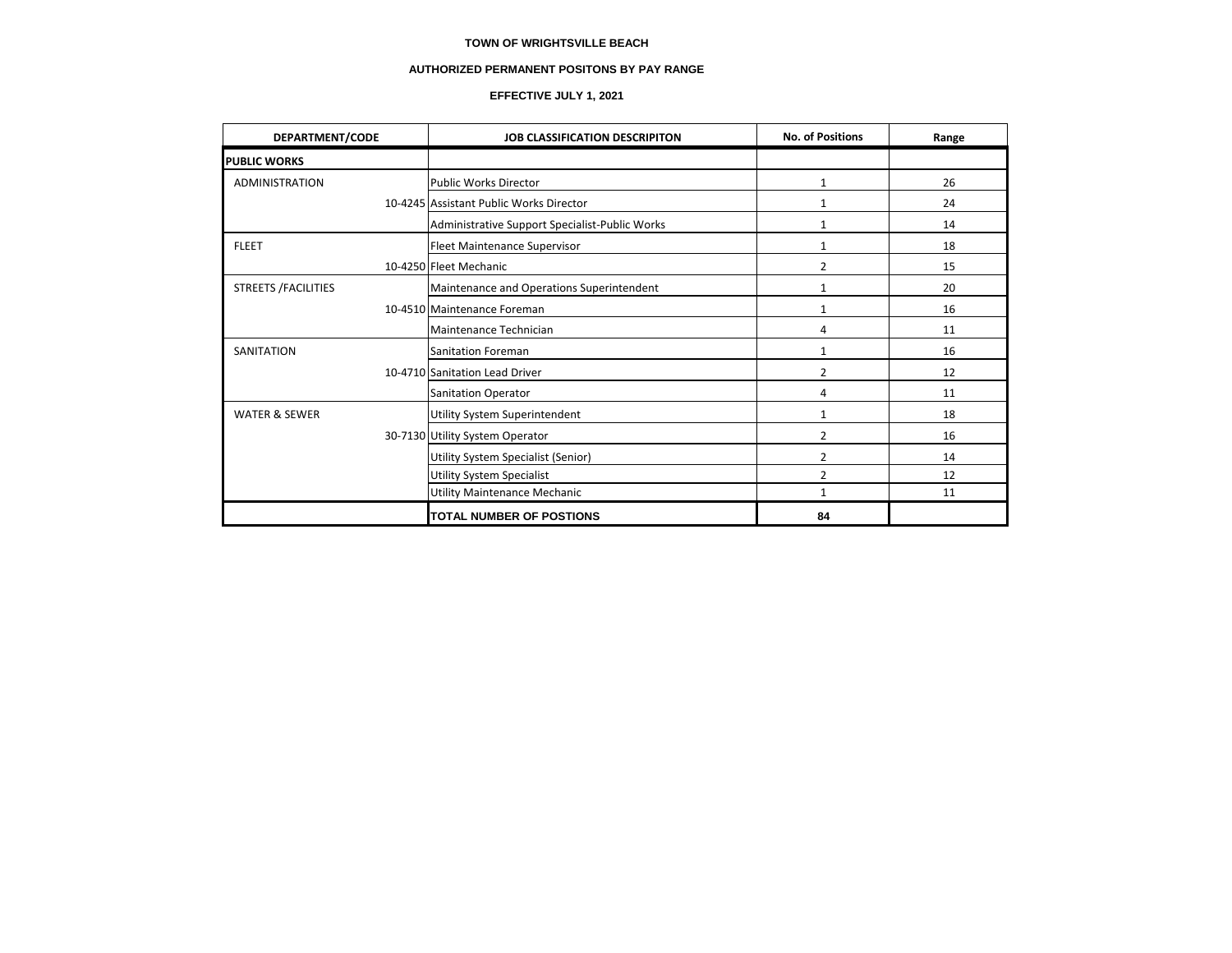**TOWN OF WRIGHTSVILLE BEACH**

**AUTHORIZED PERMANENT POSITONS BY PAY RANGE**

**EFFECTIVE JULY 1, 2021**

| DEPARTMENT/CODE | JOB CLASSIFICATION DESCRIPITON | No. of Positions | Range |
|---|---|---|---|
| **PUBLIC WORKS** | | | |
| ADMINISTRATION | Public Works Director | 1 | 26 |
| 10-4245 | Assistant Public Works Director | 1 | 24 |
| | Administrative Support Specialist-Public Works | 1 | 14 |
| FLEET | Fleet Maintenance Supervisor | 1 | 18 |
| 10-4250 | Fleet Mechanic | 2 | 15 |
| STREETS /FACILITIES | Maintenance and Operations Superintendent | 1 | 20 |
| 10-4510 | Maintenance Foreman | 1 | 16 |
| | Maintenance Technician | 4 | 11 |
| SANITATION | Sanitation Foreman | 1 | 16 |
| 10-4710 | Sanitation Lead Driver | 2 | 12 |
| | Sanitation Operator | 4 | 11 |
| WATER & SEWER | Utility System Superintendent | 1 | 18 |
| 30-7130 | Utility System Operator | 2 | 16 |
| | Utility System Specialist (Senior) | 2 | 14 |
| | Utility System Specialist | 2 | 12 |
| | Utility Maintenance Mechanic | 1 | 11 |
| | **TOTAL NUMBER OF POSTIONS** | **84** | |